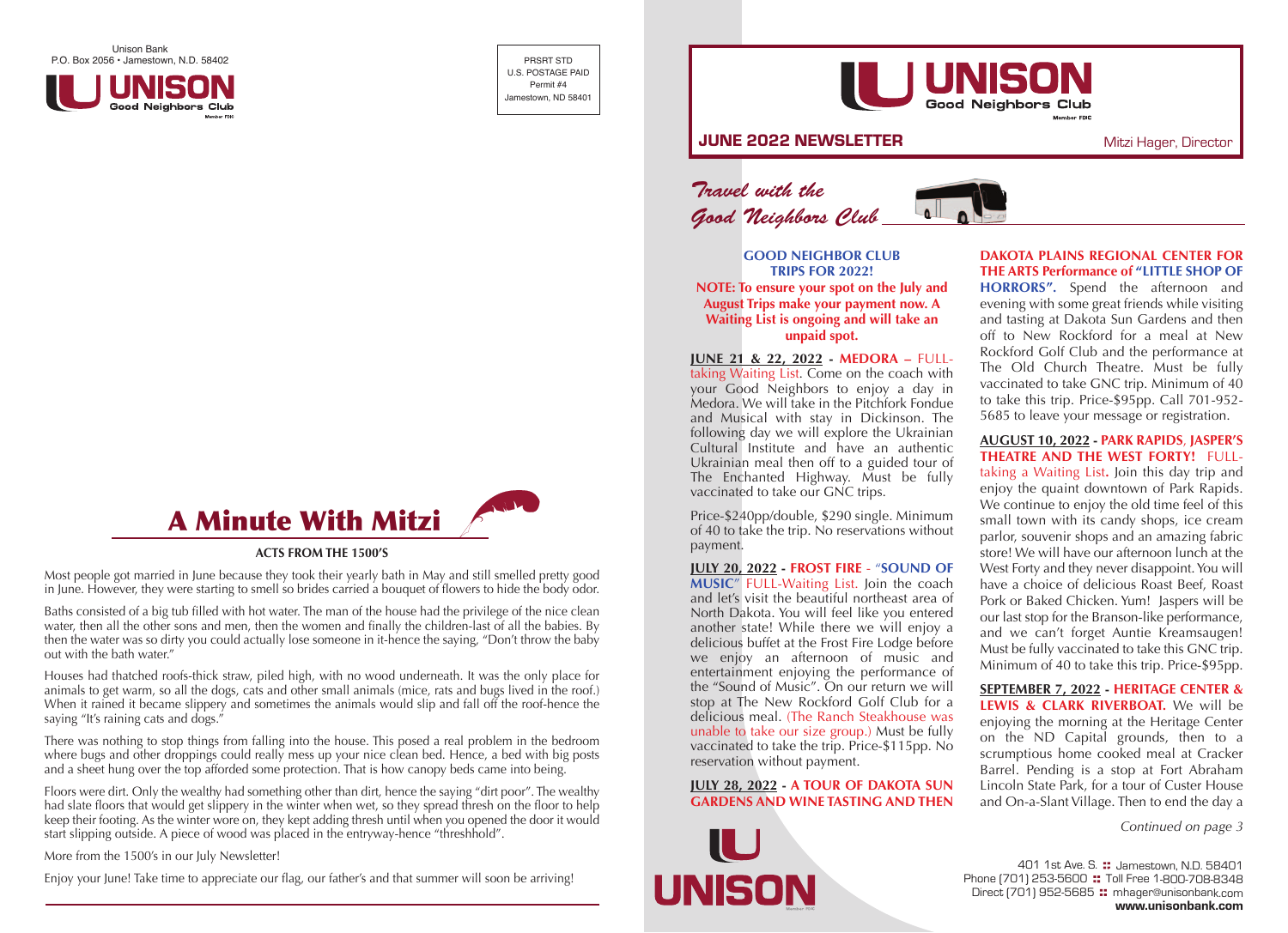Unison Bank
P.O. Box 2056 • Jamestown, N.D. 58402

UNISON Good Neighbors Club

PRSRT STD
U.S. POSTAGE PAID
Permit #4
Jamestown, ND 58401

# A Minute With Mitzi

**ACTS FROM THE 1500'S**

Most people got married in June because they took their yearly bath in May and still smelled pretty good in June. However, they were starting to smell so brides carried a bouquet of flowers to hide the body odor.

Baths consisted of a big tub filled with hot water. The man of the house had the privilege of the nice clean water, then all the other sons and men, then the women and finally the children-last of all the babies. By then the water was so dirty you could actually lose someone in it-hence the saying, "Don't throw the baby out with the bath water."

Houses had thatched roofs-thick straw, piled high, with no wood underneath. It was the only place for animals to get warm, so all the dogs, cats and other small animals (mice, rats and bugs lived in the roof.) When it rained it became slippery and sometimes the animals would slip and fall off the roof-hence the saying "It's raining cats and dogs."

There was nothing to stop things from falling into the house. This posed a real problem in the bedroom where bugs and other droppings could really mess up your nice clean bed. Hence, a bed with big posts and a sheet hung over the top afforded some protection. That is how canopy beds came into being.

Floors were dirt. Only the wealthy had something other than dirt, hence the saying "dirt poor". The wealthy had slate floors that would get slippery in the winter when wet, so they spread thresh on the floor to help keep their footing. As the winter wore on, they kept adding thresh until when you opened the door it would start slipping outside. A piece of wood was placed in the entryway-hence "threshhold".

More from the 1500's in our July Newsletter!

Enjoy your June! Take time to appreciate our flag, our father's and that summer will soon be arriving!

UNISON Good Neighbors Club

**JUNE 2022 NEWSLETTER** — Mitzi Hager, Director

## *Travel with the Good Neighbors Club*

**GOOD NEIGHBOR CLUB TRIPS FOR 2022!**

**NOTE: To ensure your spot on the July and August Trips make your payment now. A Waiting List is ongoing and will take an unpaid spot.**

**JUNE 21 & 22, 2022 - MEDORA –** FULL-taking Waiting List. Come on the coach with your Good Neighbors to enjoy a day in Medora. We will take in the Pitchfork Fondue and Musical with stay in Dickinson. The following day we will explore the Ukrainian Cultural Institute and have an authentic Ukrainian meal then off to a guided tour of The Enchanted Highway. Must be fully vaccinated to take our GNC trips.

Price-$240pp/double, $290 single. Minimum of 40 to take the trip. No reservations without payment.

**JULY 20, 2022 - FROST FIRE - "SOUND OF MUSIC"** FULL-Waiting List. Join the coach and let's visit the beautiful northeast area of North Dakota. You will feel like you entered another state! While there we will enjoy a delicious buffet at the Frost Fire Lodge before we enjoy an afternoon of music and entertainment enjoying the performance of the "Sound of Music". On our return we will stop at The New Rockford Golf Club for a delicious meal. (The Ranch Steakhouse was unable to take our size group.) Must be fully vaccinated to take the trip. Price-$115pp. No reservation without payment.

**JULY 28, 2022 - A TOUR OF DAKOTA SUN GARDENS AND WINE TASTING AND THEN DAKOTA PLAINS REGIONAL CENTER FOR THE ARTS Performance of "LITTLE SHOP OF HORRORS".** Spend the afternoon and evening with some great friends while visiting and tasting at Dakota Sun Gardens and then off to New Rockford for a meal at New Rockford Golf Club and the performance at The Old Church Theatre. Must be fully vaccinated to take GNC trip. Minimum of 40 to take this trip. Price-$95pp. Call 701-952-5685 to leave your message or registration.

**AUGUST 10, 2022 - PARK RAPIDS, JASPER'S THEATRE AND THE WEST FORTY!** FULL-taking a Waiting List**.** Join this day trip and enjoy the quaint downtown of Park Rapids. We continue to enjoy the old time feel of this small town with its candy shops, ice cream parlor, souvenir shops and an amazing fabric store! We will have our afternoon lunch at the West Forty and they never disappoint. You will have a choice of delicious Roast Beef, Roast Pork or Baked Chicken. Yum! Jaspers will be our last stop for the Branson-like performance, and we can't forget Auntie Kreamsaugen! Must be fully vaccinated to take this GNC trip. Minimum of 40 to take this trip. Price-$95pp.

**SEPTEMBER 7, 2022 - HERITAGE CENTER & LEWIS & CLARK RIVERBOAT.** We will be enjoying the morning at the Heritage Center on the ND Capital grounds, then to a scrumptious home cooked meal at Cracker Barrel. Pending is a stop at Fort Abraham Lincoln State Park, for a tour of Custer House and On-a-Slant Village. Then to end the day a

*Continued on page 3*

UNISON

401 1st Ave. S. :: Jamestown, N.D. 58401
Phone (701) 253-5600 :: Toll Free 1-800-708-8348
Direct (701) 952-5685 :: mhager@unisonbank.com
**www.unisonbank.com**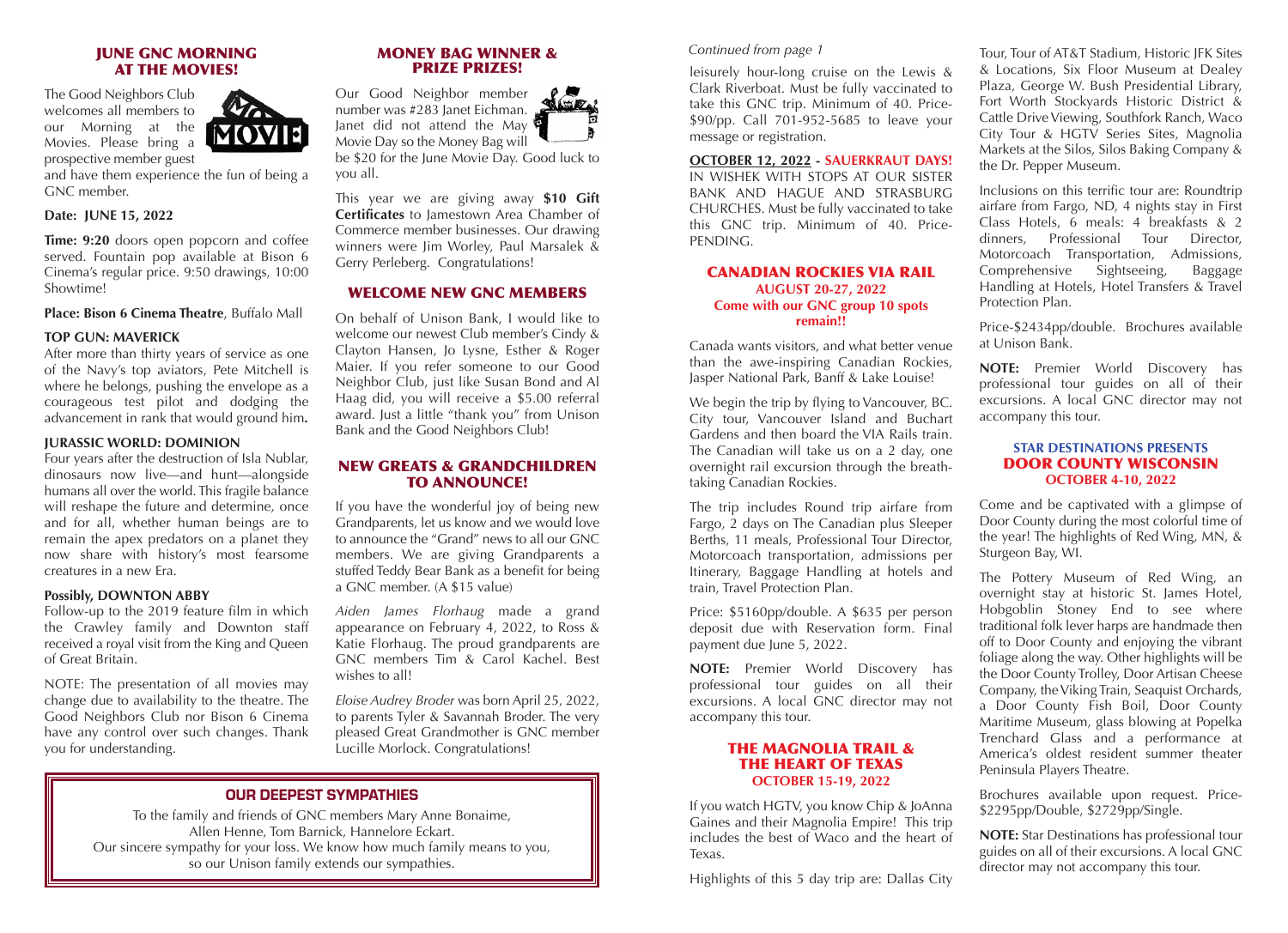## JUNE GNC MORNING AT THE MOVIES!

The Good Neighbors Club welcomes all members to our Morning at the Movies. Please bring a prospective member guest and have them experience the fun of being a GNC member.

**Date: JUNE 15, 2022**

**Time: 9:20** doors open popcorn and coffee served. Fountain pop available at Bison 6 Cinema's regular price. 9:50 drawings, 10:00 Showtime!

**Place: Bison 6 Cinema Theatre**, Buffalo Mall

**TOP GUN: MAVERICK**

After more than thirty years of service as one of the Navy's top aviators, Pete Mitchell is where he belongs, pushing the envelope as a courageous test pilot and dodging the advancement in rank that would ground him**.**

**JURASSIC WORLD: DOMINION**

Four years after the destruction of Isla Nublar, dinosaurs now live—and hunt—alongside humans all over the world. This fragile balance will reshape the future and determine, once and for all, whether human beings are to remain the apex predators on a planet they now share with history's most fearsome creatures in a new Era.

**Possibly, DOWNTON ABBY**

Follow-up to the 2019 feature film in which the Crawley family and Downton staff received a royal visit from the King and Queen of Great Britain.

NOTE: The presentation of all movies may change due to availability to the theatre. The Good Neighbors Club nor Bison 6 Cinema have any control over such changes. Thank you for understanding.

## MONEY BAG WINNER & PRIZE PRIZES!

Our Good Neighbor member number was #283 Janet Eichman. Janet did not attend the May Movie Day so the Money Bag will be $20 for the June Movie Day. Good luck to you all.

This year we are giving away **$10 Gift Certificates** to Jamestown Area Chamber of Commerce member businesses. Our drawing winners were Jim Worley, Paul Marsalek & Gerry Perleberg. Congratulations!

## WELCOME NEW GNC MEMBERS

On behalf of Unison Bank, I would like to welcome our newest Club member's Cindy & Clayton Hansen, Jo Lysne, Esther & Roger Maier. If you refer someone to our Good Neighbor Club, just like Susan Bond and Al Haag did, you will receive a $5.00 referral award. Just a little "thank you" from Unison Bank and the Good Neighbors Club!

## NEW GREATS & GRANDCHILDREN TO ANNOUNCE!

If you have the wonderful joy of being new Grandparents, let us know and we would love to announce the "Grand" news to all our GNC members. We are giving Grandparents a stuffed Teddy Bear Bank as a benefit for being a GNC member. (A $15 value)

*Aiden James Florhaug* made a grand appearance on February 4, 2022, to Ross & Katie Florhaug. The proud grandparents are GNC members Tim & Carol Kachel. Best wishes to all!

*Eloise Audrey Broder* was born April 25, 2022, to parents Tyler & Savannah Broder. The very pleased Great Grandmother is GNC member Lucille Morlock. Congratulations!

## OUR DEEPEST SYMPATHIES

To the family and friends of GNC members Mary Anne Bonaime, Allen Henne, Tom Barnick, Hannelore Eckart.
Our sincere sympathy for your loss. We know how much family means to you, so our Unison family extends our sympathies.

*Continued from page 1*

leisurely hour-long cruise on the Lewis & Clark Riverboat. Must be fully vaccinated to take this GNC trip. Minimum of 40. Price-$90/pp. Call 701-952-5685 to leave your message or registration.

**OCTOBER 12, 2022 - SAUERKRAUT DAYS!** IN WISHEK WITH STOPS AT OUR SISTER BANK AND HAGUE AND STRASBURG CHURCHES. Must be fully vaccinated to take this GNC trip. Minimum of 40. Price-PENDING.

## CANADIAN ROCKIES VIA RAIL

**AUGUST 20-27, 2022**
**Come with our GNC group 10 spots remain!!**

Canada wants visitors, and what better venue than the awe-inspiring Canadian Rockies, Jasper National Park, Banff & Lake Louise!

We begin the trip by flying to Vancouver, BC. City tour, Vancouver Island and Buchart Gardens and then board the VIA Rails train. The Canadian will take us on a 2 day, one overnight rail excursion through the breath-taking Canadian Rockies.

The trip includes Round trip airfare from Fargo, 2 days on The Canadian plus Sleeper Berths, 11 meals, Professional Tour Director, Motorcoach transportation, admissions per Itinerary, Baggage Handling at hotels and train, Travel Protection Plan.

Price: $5160pp/double. A $635 per person deposit due with Reservation form. Final payment due June 5, 2022.

**NOTE:** Premier World Discovery has professional tour guides on all their excursions. A local GNC director may not accompany this tour.

## THE MAGNOLIA TRAIL & THE HEART OF TEXAS

**OCTOBER 15-19, 2022**

If you watch HGTV, you know Chip & JoAnna Gaines and their Magnolia Empire! This trip includes the best of Waco and the heart of Texas.

Highlights of this 5 day trip are: Dallas City Tour, Tour of AT&T Stadium, Historic JFK Sites & Locations, Six Floor Museum at Dealey Plaza, George W. Bush Presidential Library, Fort Worth Stockyards Historic District & Cattle Drive Viewing, Southfork Ranch, Waco City Tour & HGTV Series Sites, Magnolia Markets at the Silos, Silos Baking Company & the Dr. Pepper Museum.

Inclusions on this terrific tour are: Roundtrip airfare from Fargo, ND, 4 nights stay in First Class Hotels, 6 meals: 4 breakfasts & 2 dinners, Professional Tour Director, Motorcoach Transportation, Admissions, Comprehensive Sightseeing, Baggage Handling at Hotels, Hotel Transfers & Travel Protection Plan.

Price-$2434pp/double. Brochures available at Unison Bank.

**NOTE:** Premier World Discovery has professional tour guides on all of their excursions. A local GNC director may not accompany this tour.

## STAR DESTINATIONS PRESENTS DOOR COUNTY WISCONSIN

**OCTOBER 4-10, 2022**

Come and be captivated with a glimpse of Door County during the most colorful time of the year! The highlights of Red Wing, MN, & Sturgeon Bay, WI.

The Pottery Museum of Red Wing, an overnight stay at historic St. James Hotel, Hobgoblin Stoney End to see where traditional folk lever harps are handmade then off to Door County and enjoying the vibrant foliage along the way. Other highlights will be the Door County Trolley, Door Artisan Cheese Company, the Viking Train, Seaquist Orchards, a Door County Fish Boil, Door County Maritime Museum, glass blowing at Popelka Trenchard Glass and a performance at America's oldest resident summer theater Peninsula Players Theatre.

Brochures available upon request. Price-$2295pp/Double, $2729pp/Single.

**NOTE:** Star Destinations has professional tour guides on all of their excursions. A local GNC director may not accompany this tour.